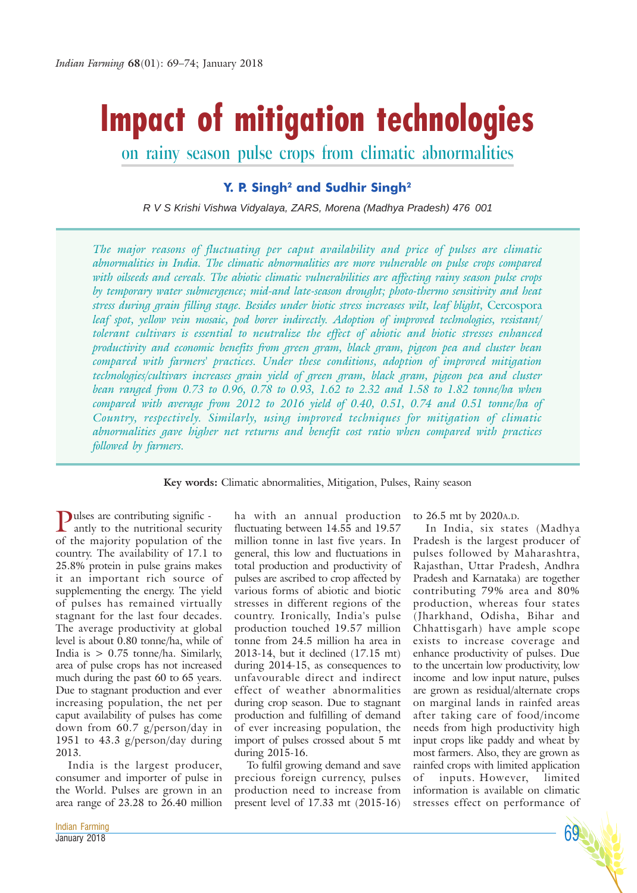# Impact of mitigation technologies

## on rainy season pulse crops from climatic abnormalities

**Y. P. Singh[2] and Sudhir Singh[2]**

*R V S Krishi Vishwa Vidyalaya, ZARS, Morena (Madhya Pradesh) 476 001*

*The major reasons of fluctuating per caput availability and price of pulses are climatic abnormalities in India. The climatic abnormalities are more vulnerable on pulse crops compared with oilseeds and cereals. The abiotic climatic vulnerabilities are affecting rainy season pulse crops by temporary water submergence; mid-and late-season drought; photo-thermo sensitivity and heat stress during grain filling stage. Besides under biotic stress increases wilt, leaf blight,* Cercospora *leaf spot, yellow vein mosaic, pod borer indirectly. Adoption of improved technologies, resistant/ tolerant cultivars is essential to neutralize the effect of abiotic and biotic stresses enhanced productivity and economic benefits from green gram, black gram, pigeon pea and cluster bean compared with farmers' practices. Under these conditions, adoption of improved mitigation technologies/cultivars increases grain yield of green gram, black gram, pigeon pea and cluster bean ranged from 0.73 to 0.96, 0.78 to 0.93, 1.62 to 2.32 and 1.58 to 1.82 tonne/ha when compared with average from 2012 to 2016 yield of 0.40, 0.51, 0.74 and 0.51 tonne/ha of Country, respectively. Similarly, using improved techniques for mitigation of climatic abnormalities gave higher net returns and benefit cost ratio when compared with practices followed by farmers.*

**Key words:** Climatic abnormalities, Mitigation, Pulses, Rainy season

Pulses are contributing significantly to the nutritional security of the majority population of the country. The availability of 17.1 to 25.8% protein in pulse grains makes it an important rich source of supplementing the energy. The yield of pulses has remained virtually stagnant for the last four decades. The average productivity at global level is about 0.80 tonne/ha, while of India is > 0.75 tonne/ha. Similarly, area of pulse crops has not increased much during the past 60 to 65 years. Due to stagnant production and ever increasing population, the net per caput availability of pulses has come down from 60.7 g/person/day in 1951 to 43.3 g/person/day during 2013.

India is the largest producer, consumer and importer of pulse in the World. Pulses are grown in an area range of 23.28 to 26.40 million ha with an annual production fluctuating between 14.55 and 19.57 million tonne in last five years. In general, this low and fluctuations in total production and productivity of pulses are ascribed to crop affected by various forms of abiotic and biotic stresses in different regions of the country. Ironically, India's pulse production touched 19.57 million tonne from 24.5 million ha area in 2013-14, but it declined (17.15 mt) during 2014-15, as consequences to unfavourable direct and indirect effect of weather abnormalities during crop season. Due to stagnant production and fulfilling of demand of ever increasing population, the import of pulses crossed about 5 mt during 2015-16.

To fulfil growing demand and save precious foreign currency, pulses production need to increase from present level of 17.33 mt (2015-16) to 26.5 mt by 2020A.D.

In India, six states (Madhya Pradesh is the largest producer of pulses followed by Maharashtra, Rajasthan, Uttar Pradesh, Andhra Pradesh and Karnataka) are together contributing 79% area and 80% production, whereas four states (Jharkhand, Odisha, Bihar and Chhattisgarh) have ample scope exists to increase coverage and enhance productivity of pulses. Due to the uncertain low productivity, low income and low input nature, pulses are grown as residual/alternate crops on marginal lands in rainfed areas after taking care of food/income needs from high productivity high input crops like paddy and wheat by most farmers. Also, they are grown as rainfed crops with limited application of inputs. However, limited information is available on climatic stresses effect on performance of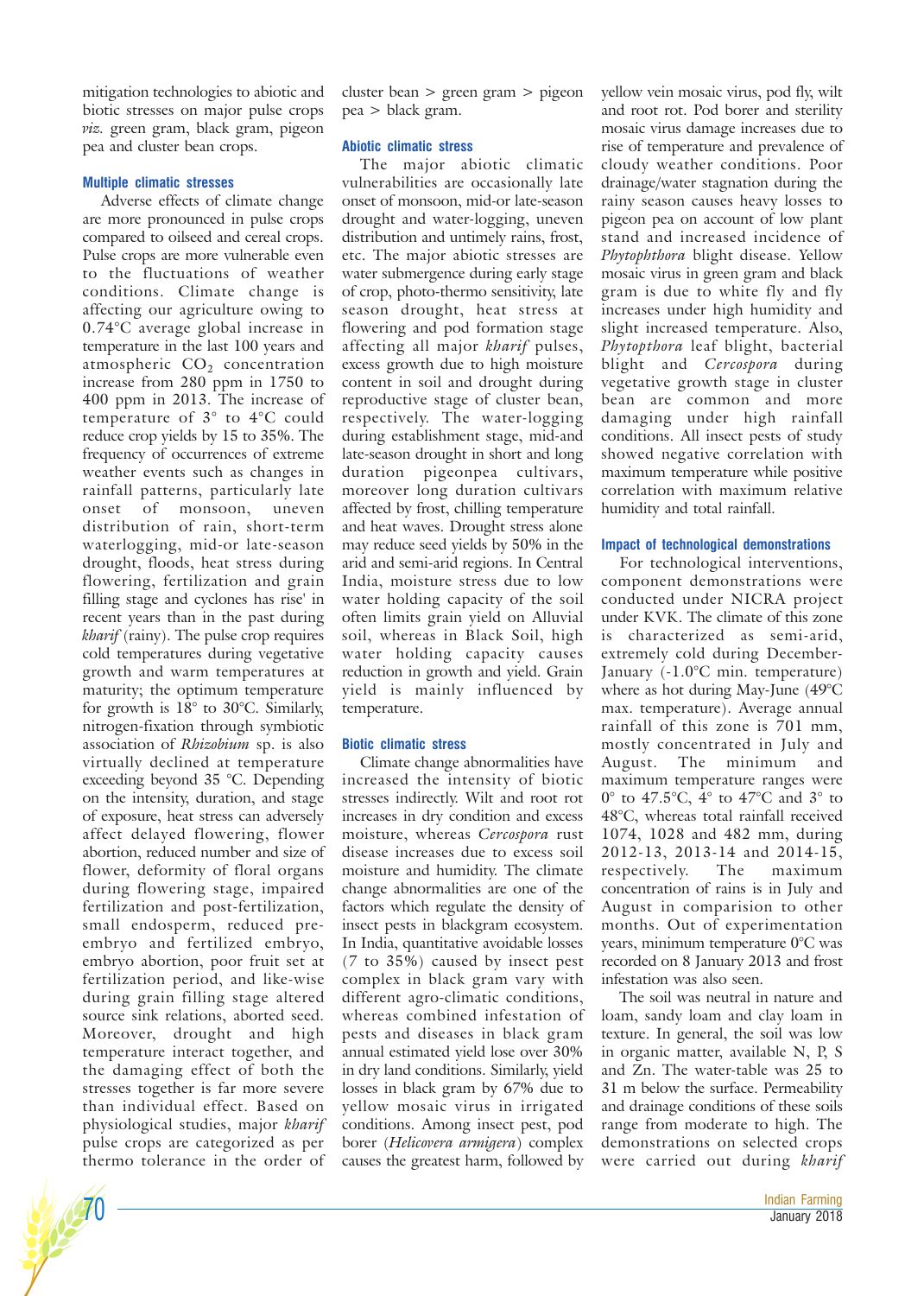mitigation technologies to abiotic and biotic stresses on major pulse crops *viz.* green gram, black gram, pigeon pea and cluster bean crops.

### Multiple climatic stresses

Adverse effects of climate change are more pronounced in pulse crops compared to oilseed and cereal crops. Pulse crops are more vulnerable even to the fluctuations of weather conditions. Climate change is affecting our agriculture owing to 0.74°C average global increase in temperature in the last 100 years and atmospheric $CO_2$ concentration increase from 280 ppm in 1750 to 400 ppm in 2013. The increase of temperature of 3° to 4°C could reduce crop yields by 15 to 35%. The frequency of occurrences of extreme weather events such as changes in rainfall patterns, particularly late onset of monsoon, uneven distribution of rain, short-term waterlogging, mid-or late-season drought, floods, heat stress during flowering, fertilization and grain filling stage and cyclones has rise' in recent years than in the past during *kharif* (rainy). The pulse crop requires cold temperatures during vegetative growth and warm temperatures at maturity; the optimum temperature for growth is 18° to 30°C. Similarly, nitrogen-fixation through symbiotic association of *Rhizobium* sp. is also virtually declined at temperature exceeding beyond 35 °C. Depending on the intensity, duration, and stage of exposure, heat stress can adversely affect delayed flowering, flower abortion, reduced number and size of flower, deformity of floral organs during flowering stage, impaired fertilization and post-fertilization, small endosperm, reduced pre-embryo and fertilized embryo, embryo abortion, poor fruit set at fertilization period, and like-wise during grain filling stage altered source sink relations, aborted seed. Moreover, drought and high temperature interact together, and the damaging effect of both the stresses together is far more severe than individual effect. Based on physiological studies, major *kharif* pulse crops are categorized as per thermo tolerance in the order of cluster bean > green gram > pigeon pea > black gram.

### Abiotic climatic stress

The major abiotic climatic vulnerabilities are occasionally late onset of monsoon, mid-or late-season drought and water-logging, uneven distribution and untimely rains, frost, etc. The major abiotic stresses are water submergence during early stage of crop, photo-thermo sensitivity, late season drought, heat stress at flowering and pod formation stage affecting all major *kharif* pulses, excess growth due to high moisture content in soil and drought during reproductive stage of cluster bean, respectively. The water-logging during establishment stage, mid-and late-season drought in short and long duration pigeonpea cultivars, moreover long duration cultivars affected by frost, chilling temperature and heat waves. Drought stress alone may reduce seed yields by 50% in the arid and semi-arid regions. In Central India, moisture stress due to low water holding capacity of the soil often limits grain yield on Alluvial soil, whereas in Black Soil, high water holding capacity causes reduction in growth and yield. Grain yield is mainly influenced by temperature.

### Biotic climatic stress

Climate change abnormalities have increased the intensity of biotic stresses indirectly. Wilt and root rot increases in dry condition and excess moisture, whereas *Cercospora* rust disease increases due to excess soil moisture and humidity. The climate change abnormalities are one of the factors which regulate the density of insect pests in blackgram ecosystem. In India, quantitative avoidable losses (7 to 35%) caused by insect pest complex in black gram vary with different agro-climatic conditions, whereas combined infestation of pests and diseases in black gram annual estimated yield lose over 30% in dry land conditions. Similarly, yield losses in black gram by 67% due to yellow mosaic virus in irrigated conditions. Among insect pest, pod borer (*Helicovera armigera*) complex causes the greatest harm, followed by yellow vein mosaic virus, pod fly, wilt and root rot. Pod borer and sterility mosaic virus damage increases due to rise of temperature and prevalence of cloudy weather conditions. Poor drainage/water stagnation during the rainy season causes heavy losses to pigeon pea on account of low plant stand and increased incidence of *Phytophthora* blight disease. Yellow mosaic virus in green gram and black gram is due to white fly and fly increases under high humidity and slight increased temperature. Also, *Phytopthora* leaf blight, bacterial blight and *Cercospora* during vegetative growth stage in cluster bean are common and more damaging under high rainfall conditions. All insect pests of study showed negative correlation with maximum temperature while positive correlation with maximum relative humidity and total rainfall.

### Impact of technological demonstrations

For technological interventions, component demonstrations were conducted under NICRA project under KVK. The climate of this zone is characterized as semi-arid, extremely cold during December-January (-1.0°C min. temperature) where as hot during May-June (49°C max. temperature). Average annual rainfall of this zone is 701 mm, mostly concentrated in July and August. The minimum and maximum temperature ranges were 0° to 47.5°C, 4° to 47°C and 3° to 48°C, whereas total rainfall received 1074, 1028 and 482 mm, during 2012-13, 2013-14 and 2014-15, respectively. The maximum concentration of rains is in July and August in comparision to other months. Out of experimentation years, minimum temperature 0°C was recorded on 8 January 2013 and frost infestation was also seen.

The soil was neutral in nature and loam, sandy loam and clay loam in texture. In general, the soil was low in organic matter, available N, P, S and Zn. The water-table was 25 to 31 m below the surface. Permeability and drainage conditions of these soils range from moderate to high. The demonstrations on selected crops were carried out during *kharif*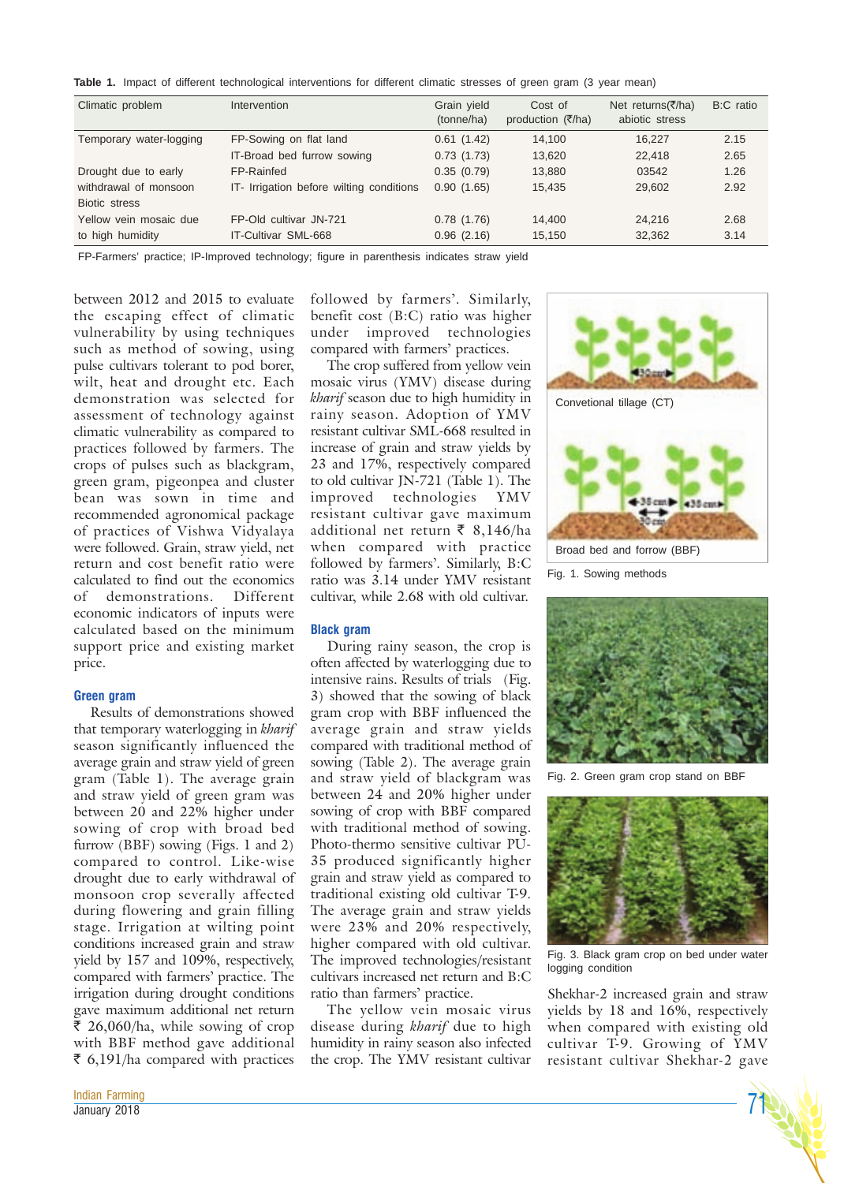**Table 1.** Impact of different technological interventions for different climatic stresses of green gram (3 year mean)

| Climatic problem | Intervention | Grain yield (tonne/ha) | Cost of production (₹/ha) | Net returns(₹/ha) abiotic stress | B:C ratio |
|---|---|---|---|---|---|
| Temporary water-logging | FP-Sowing on flat land | 0.61 (1.42) | 14,100 | 16,227 | 2.15 |
| | IT-Broad bed furrow sowing | 0.73 (1.73) | 13,620 | 22,418 | 2.65 |
| Drought due to early withdrawal of monsoon | FP-Rainfed | 0.35 (0.79) | 13,880 | 03542 | 1.26 |
| | IT- Irrigation before wilting conditions | 0.90 (1.65) | 15,435 | 29,602 | 2.92 |
| Biotic stress | | | | | |
| Yellow vein mosaic due to high humidity | FP-Old cultivar JN-721 | 0.78 (1.76) | 14,400 | 24,216 | 2.68 |
| | IT-Cultivar SML-668 | 0.96 (2.16) | 15,150 | 32,362 | 3.14 |

FP-Farmers' practice; IP-Improved technology; figure in parenthesis indicates straw yield

between 2012 and 2015 to evaluate the escaping effect of climatic vulnerability by using techniques such as method of sowing, using pulse cultivars tolerant to pod borer, wilt, heat and drought etc. Each demonstration was selected for assessment of technology against climatic vulnerability as compared to practices followed by farmers. The crops of pulses such as blackgram, green gram, pigeonpea and cluster bean was sown in time and recommended agronomical package of practices of Vishwa Vidyalaya were followed. Grain, straw yield, net return and cost benefit ratio were calculated to find out the economics of demonstrations. Different economic indicators of inputs were calculated based on the minimum support price and existing market price.

## Green gram

Results of demonstrations showed that temporary waterlogging in *kharif* season significantly influenced the average grain and straw yield of green gram (Table 1). The average grain and straw yield of green gram was between 20 and 22% higher under sowing of crop with broad bed furrow (BBF) sowing (Figs. 1 and 2) compared to control. Like-wise drought due to early withdrawal of monsoon crop severally affected during flowering and grain filling stage. Irrigation at wilting point conditions increased grain and straw yield by 157 and 109%, respectively, compared with farmers' practice. The irrigation during drought conditions gave maximum additional net return ₹ 26,060/ha, while sowing of crop with BBF method gave additional ₹ 6,191/ha compared with practices followed by farmers'. Similarly, benefit cost (B:C) ratio was higher under improved technologies compared with farmers' practices.

The crop suffered from yellow vein mosaic virus (YMV) disease during *kharif* season due to high humidity in rainy season. Adoption of YMV resistant cultivar SML-668 resulted in increase of grain and straw yields by 23 and 17%, respectively compared to old cultivar JN-721 (Table 1). The improved technologies YMV resistant cultivar gave maximum additional net return ₹ 8,146/ha when compared with practice followed by farmers'. Similarly, B:C ratio was 3.14 under YMV resistant cultivar, while 2.68 with old cultivar.

Convetional tillage (CT)

Broad bed and forrow (BBF)

Fig. 1. Sowing methods

Fig. 2. Green gram crop stand on BBF

Fig. 3. Black gram crop on bed under water logging condition

## Black gram

During rainy season, the crop is often affected by waterlogging due to intensive rains. Results of trials (Fig. 3) showed that the sowing of black gram crop with BBF influenced the average grain and straw yields compared with traditional method of sowing (Table 2). The average grain and straw yield of blackgram was between 24 and 20% higher under sowing of crop with BBF compared with traditional method of sowing. Photo-thermo sensitive cultivar PU-35 produced significantly higher grain and straw yield as compared to traditional existing old cultivar T-9. The average grain and straw yields were 23% and 20% respectively, higher compared with old cultivar. The improved technologies/resistant cultivars increased net return and B:C ratio than farmers' practice.

The yellow vein mosaic virus disease during *kharif* due to high humidity in rainy season also infected the crop. The YMV resistant cultivar Shekhar-2 increased grain and straw yields by 18 and 16%, respectively when compared with existing old cultivar T-9. Growing of YMV resistant cultivar Shekhar-2 gave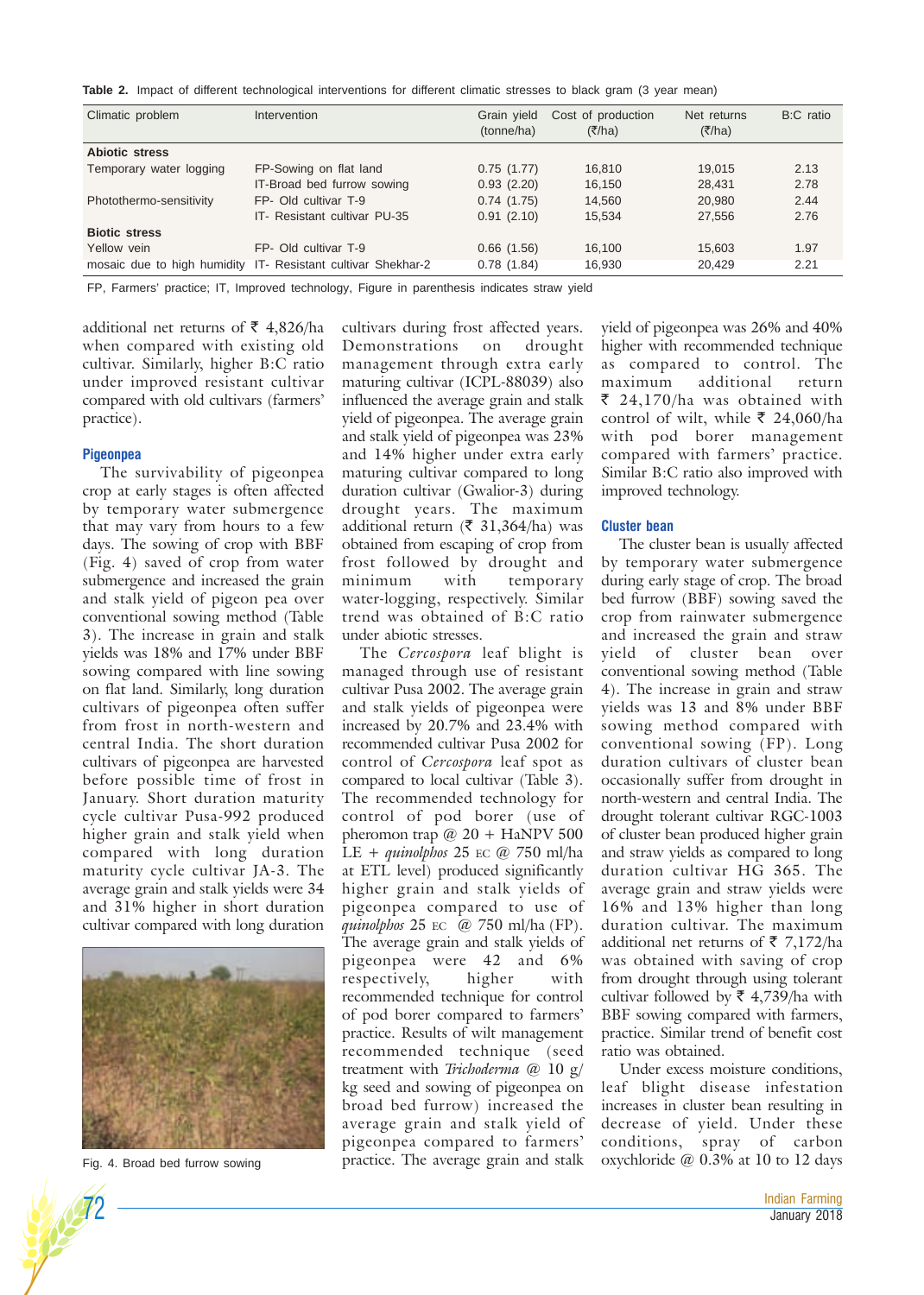Table 2. Impact of different technological interventions for different climatic stresses to black gram (3 year mean)

| Climatic problem | Intervention | Grain yield (tonne/ha) | Cost of production (₹/ha) | Net returns (₹/ha) | B:C ratio |
|---|---|---|---|---|---|
| **Abiotic stress** | | | | | |
| Temporary water logging | FP-Sowing on flat land | 0.75 (1.77) | 16,810 | 19,015 | 2.13 |
| | IT-Broad bed furrow sowing | 0.93 (2.20) | 16,150 | 28,431 | 2.78 |
| Photothermo-sensitivity | FP- Old cultivar T-9 | 0.74 (1.75) | 14,560 | 20,980 | 2.44 |
| | IT- Resistant cultivar PU-35 | 0.91 (2.10) | 15,534 | 27,556 | 2.76 |
| **Biotic stress** | | | | | |
| Yellow vein | FP- Old cultivar T-9 | 0.66 (1.56) | 16,100 | 15,603 | 1.97 |
| mosaic due to high humidity | IT- Resistant cultivar Shekhar-2 | 0.78 (1.84) | 16,930 | 20,429 | 2.21 |

FP, Farmers' practice; IT, Improved technology, Figure in parenthesis indicates straw yield

additional net returns of ₹ 4,826/ha when compared with existing old cultivar. Similarly, higher B:C ratio under improved resistant cultivar compared with old cultivars (farmers' practice).

### Pigeonpea

The survivability of pigeonpea crop at early stages is often affected by temporary water submergence that may vary from hours to a few days. The sowing of crop with BBF (Fig. 4) saved of crop from water submergence and increased the grain and stalk yield of pigeon pea over conventional sowing method (Table 3). The increase in grain and stalk yields was 18% and 17% under BBF sowing compared with line sowing on flat land. Similarly, long duration cultivars of pigeonpea often suffer from frost in north-western and central India. The short duration cultivars of pigeonpea are harvested before possible time of frost in January. Short duration maturity cycle cultivar Pusa-992 produced higher grain and stalk yield when compared with long duration maturity cycle cultivar JA-3. The average grain and stalk yields were 34 and 31% higher in short duration cultivar compared with long duration

Fig. 4. Broad bed furrow sowing

cultivars during frost affected years. Demonstrations on drought management through extra early maturing cultivar (ICPL-88039) also influenced the average grain and stalk yield of pigeonpea. The average grain and stalk yield of pigeonpea was 23% and 14% higher under extra early maturing cultivar compared to long duration cultivar (Gwalior-3) during drought years. The maximum additional return (₹ 31,364/ha) was obtained from escaping of crop from frost followed by drought and minimum with temporary water-logging, respectively. Similar trend was obtained of B:C ratio under abiotic stresses.

The *Cercospora* leaf blight is managed through use of resistant cultivar Pusa 2002. The average grain and stalk yields of pigeonpea were increased by 20.7% and 23.4% with recommended cultivar Pusa 2002 for control of *Cercospora* leaf spot as compared to local cultivar (Table 3). The recommended technology for control of pod borer (use of pheromon trap @ 20 + HaNPV 500 LE + *quinolphos* 25 EC @ 750 ml/ha at ETL level) produced significantly higher grain and stalk yields of pigeonpea compared to use of *quinolphos* 25 EC @ 750 ml/ha (FP). The average grain and stalk yields of pigeonpea were 42 and 6% respectively, higher with recommended technique for control of pod borer compared to farmers' practice. Results of wilt management recommended technique (seed treatment with *Trichoderma* @ 10 g/kg seed and sowing of pigeonpea on broad bed furrow) increased the average grain and stalk yield of pigeonpea compared to farmers' practice. The average grain and stalk yield of pigeonpea was 26% and 40% higher with recommended technique as compared to control. The maximum additional return ₹ 24,170/ha was obtained with control of wilt, while ₹ 24,060/ha with pod borer management compared with farmers' practice. Similar B:C ratio also improved with improved technology.

### Cluster bean

The cluster bean is usually affected by temporary water submergence during early stage of crop. The broad bed furrow (BBF) sowing saved the crop from rainwater submergence and increased the grain and straw yield of cluster bean over conventional sowing method (Table 4). The increase in grain and straw yields was 13 and 8% under BBF sowing method compared with conventional sowing (FP). Long duration cultivars of cluster bean occasionally suffer from drought in north-western and central India. The drought tolerant cultivar RGC-1003 of cluster bean produced higher grain and straw yields as compared to long duration cultivar HG 365. The average grain and straw yields were 16% and 13% higher than long duration cultivar. The maximum additional net returns of ₹ 7,172/ha was obtained with saving of crop from drought through using tolerant cultivar followed by ₹ 4,739/ha with BBF sowing compared with farmers, practice. Similar trend of benefit cost ratio was obtained.

Under excess moisture conditions, leaf blight disease infestation increases in cluster bean resulting in decrease of yield. Under these conditions, spray of carbon oxychloride @ 0.3% at 10 to 12 days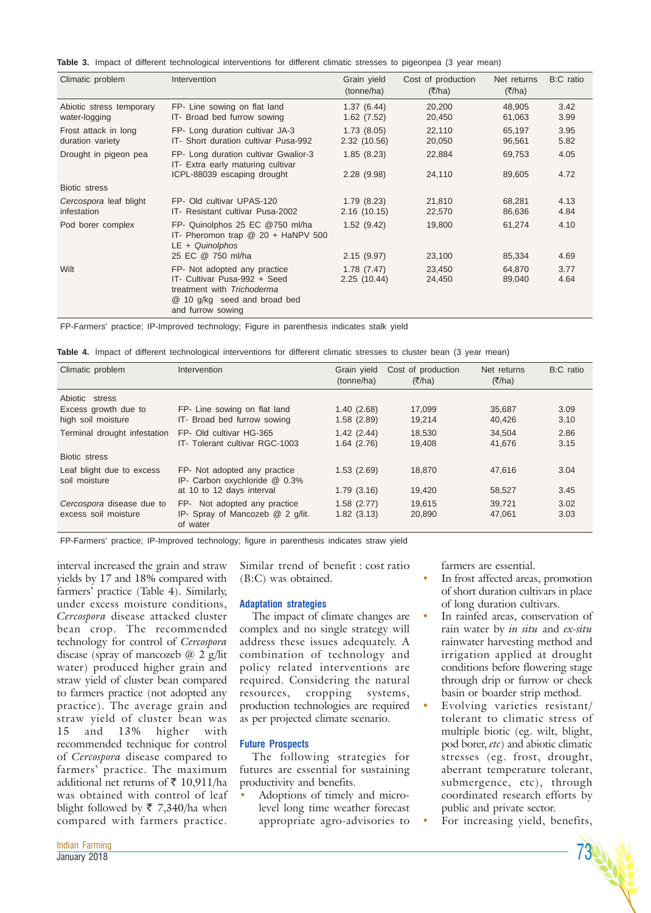**Table 3.** Impact of different technological interventions for different climatic stresses to pigeonpea (3 year mean)

| Climatic problem | Intervention | Grain yield (tonne/ha) | Cost of production (₹/ha) | Net returns (₹/ha) | B:C ratio |
|---|---|---|---|---|---|
| Abiotic stress temporary water-logging | FP- Line sowing on flat land | 1.37 (6.44) | 20,200 | 48,905 | 3.42 |
| | IT- Broad bed furrow sowing | 1.62 (7.52) | 20,450 | 61,063 | 3.99 |
| Frost attack in long duration variety | FP- Long duration cultivar JA-3 | 1.73 (8.05) | 22,110 | 65,197 | 3.95 |
| | IT- Short duration cultivar Pusa-992 | 2.32 (10.56) | 20,050 | 96,561 | 5.82 |
| Drought in pigeon pea | FP- Long duration cultivar Gwalior-3 | 1.85 (8.23) | 22,884 | 69,753 | 4.05 |
| | IT- Extra early maturing cultivar ICPL-88039 escaping drought | 2.28 (9.98) | 24,110 | 89,605 | 4.72 |
| Biotic stress | | | | | |
| *Cercospora* leaf blight infestation | FP- Old cultivar UPAS-120 | 1.79 (8.23) | 21,810 | 68,281 | 4.13 |
| | IT- Resistant cultivar Pusa-2002 | 2.16 (10.15) | 22,570 | 86,636 | 4.84 |
| Pod borer complex | FP- Quinolphos 25 EC @750 ml/ha | 1.52 (9.42) | 19,800 | 61,274 | 4.10 |
| | IT- Pheromon trap @ 20 + HaNPV 500 LE + *Quinolphos* 25 EC @ 750 ml/ha | 2.15 (9.97) | 23,100 | 85,334 | 4.69 |
| Wilt | FP- Not adopted any practice | 1.78 (7.47) | 23,450 | 64,870 | 3.77 |
| | IT- Cultivar Pusa-992 + Seed treatment with *Trichoderma* @ 10 g/kg seed and broad bed and furrow sowing | 2.25 (10.44) | 24,450 | 89,040 | 4.64 |

FP-Farmers' practice; IP-Improved technology; Figure in parenthesis indicates stalk yield

**Table 4.** Impact of different technological interventions for different climatic stresses to cluster bean (3 year mean)

| Climatic problem | Intervention | Grain yield (tonne/ha) | Cost of production (₹/ha) | Net returns (₹/ha) | B:C ratio |
|---|---|---|---|---|---|
| Abiotic stress | | | | | |
| Excess growth due to high soil moisture | FP- Line sowing on flat land | 1.40 (2.68) | 17,099 | 35,687 | 3.09 |
| | IT- Broad bed furrow sowing | 1.58 (2.89) | 19,214 | 40,426 | 3.10 |
| Terminal drought infestation | FP- Old cultivar HG-365 | 1.42 (2.44) | 18,530 | 34,504 | 2.86 |
| | IT- Tolerant cultivar RGC-1003 | 1.64 (2.76) | 19,408 | 41,676 | 3.15 |
| Biotic stress | | | | | |
| Leaf blight due to excess soil moisture | FP- Not adopted any practice | 1.53 (2.69) | 18,870 | 47,616 | 3.04 |
| | IP- Carbon oxychloride @ 0.3% at 10 to 12 days interval | 1.79 (3.16) | 19,420 | 58,527 | 3.45 |
| *Cercospora* disease due to excess soil moisture | FP- Not adopted any practice | 1.58 (2.77) | 19,615 | 39,721 | 3.02 |
| | IP- Spray of Mancozeb @ 2 g/lit. of water | 1.82 (3.13) | 20,890 | 47,061 | 3.03 |

FP-Farmers' practice; IP-Improved technology; figure in parenthesis indicates straw yield

interval increased the grain and straw yields by 17 and 18% compared with farmers' practice (Table 4). Similarly, under excess moisture conditions, *Cercospora* disease attacked cluster bean crop. The recommended technology for control of *Cercospora* disease (spray of mancozeb @ 2 g/lit water) produced higher grain and straw yield of cluster bean compared to farmers practice (not adopted any practice). The average grain and straw yield of cluster bean was 15 and 13% higher with recommended technique for control of *Cercospora* disease compared to farmers' practice. The maximum additional net returns of ₹ 10,911/ha was obtained with control of leaf blight followed by ₹ 7,340/ha when compared with farmers practice. Similar trend of benefit : cost ratio (B:C) was obtained.

## Adaptation strategies

The impact of climate changes are complex and no single strategy will address these issues adequately. A combination of technology and policy related interventions are required. Considering the natural resources, cropping systems, production technologies are required as per projected climate scenario.

## Future Prospects

The following strategies for futures are essential for sustaining productivity and benefits.

- Adoptions of timely and micro-level long time weather forecast appropriate agro-advisories to farmers are essential.
- In frost affected areas, promotion of short duration cultivars in place of long duration cultivars.
- In rainfed areas, conservation of rain water by *in situ* and *ex-situ* rainwater harvesting method and irrigation applied at drought conditions before flowering stage through drip or furrow or check basin or boarder strip method.
- Evolving varieties resistant/ tolerant to climatic stress of multiple biotic (eg. wilt, blight, pod borer, *etc*) and abiotic climatic stresses (eg. frost, drought, aberrant temperature tolerant, submergence, etc), through coordinated research efforts by public and private sector.
- For increasing yield, benefits,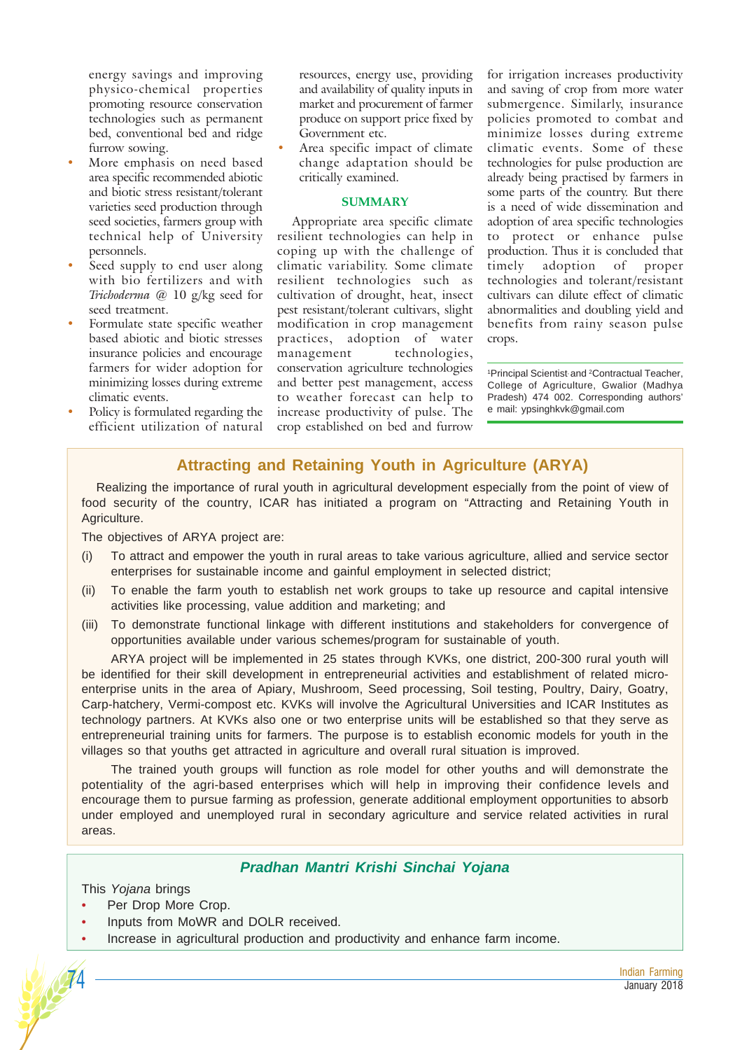energy savings and improving physico-chemical properties promoting resource conservation technologies such as permanent bed, conventional bed and ridge furrow sowing.

- More emphasis on need based area specific recommended abiotic and biotic stress resistant/tolerant varieties seed production through seed societies, farmers group with technical help of University personnels.
- Seed supply to end user along with bio fertilizers and with *Trichoderma* @ 10 g/kg seed for seed treatment.
- Formulate state specific weather based abiotic and biotic stresses insurance policies and encourage farmers for wider adoption for minimizing losses during extreme climatic events.
- Policy is formulated regarding the efficient utilization of natural resources, energy use, providing and availability of quality inputs in market and procurement of farmer produce on support price fixed by Government etc.
- Area specific impact of climate change adaptation should be critically examined.

## SUMMARY

Appropriate area specific climate resilient technologies can help in coping up with the challenge of climatic variability. Some climate resilient technologies such as cultivation of drought, heat, insect pest resistant/tolerant cultivars, slight modification in crop management practices, adoption of water management technologies, conservation agriculture technologies and better pest management, access to weather forecast can help to increase productivity of pulse. The crop established on bed and furrow for irrigation increases productivity and saving of crop from more water submergence. Similarly, insurance policies promoted to combat and minimize losses during extreme climatic events. Some of these technologies for pulse production are already being practised by farmers in some parts of the country. But there is a need of wide dissemination and adoption of area specific technologies to protect or enhance pulse production. Thus it is concluded that timely adoption of proper technologies and tolerant/resistant cultivars can dilute effect of climatic abnormalities and doubling yield and benefits from rainy season pulse crops.

[1]Principal Scientist and [2]Contractual Teacher, College of Agriculture, Gwalior (Madhya Pradesh) 474 002. Corresponding authors' e mail: ypsinghkvk@gmail.com

## Attracting and Retaining Youth in Agriculture (ARYA)

Realizing the importance of rural youth in agricultural development especially from the point of view of food security of the country, ICAR has initiated a program on "Attracting and Retaining Youth in Agriculture.

The objectives of ARYA project are:

(i) To attract and empower the youth in rural areas to take various agriculture, allied and service sector enterprises for sustainable income and gainful employment in selected district;

(ii) To enable the farm youth to establish net work groups to take up resource and capital intensive activities like processing, value addition and marketing; and

(iii) To demonstrate functional linkage with different institutions and stakeholders for convergence of opportunities available under various schemes/program for sustainable of youth.

ARYA project will be implemented in 25 states through KVKs, one district, 200-300 rural youth will be identified for their skill development in entrepreneurial activities and establishment of related micro-enterprise units in the area of Apiary, Mushroom, Seed processing, Soil testing, Poultry, Dairy, Goatry, Carp-hatchery, Vermi-compost etc. KVKs will involve the Agricultural Universities and ICAR Institutes as technology partners. At KVKs also one or two enterprise units will be established so that they serve as entrepreneurial training units for farmers. The purpose is to establish economic models for youth in the villages so that youths get attracted in agriculture and overall rural situation is improved.

The trained youth groups will function as role model for other youths and will demonstrate the potentiality of the agri-based enterprises which will help in improving their confidence levels and encourage them to pursue farming as profession, generate additional employment opportunities to absorb under employed and unemployed rural in secondary agriculture and service related activities in rural areas.

## *Pradhan Mantri Krishi Sinchai Yojana*

This *Yojana* brings

- Per Drop More Crop.
- Inputs from MoWR and DOLR received.
- Increase in agricultural production and productivity and enhance farm income.